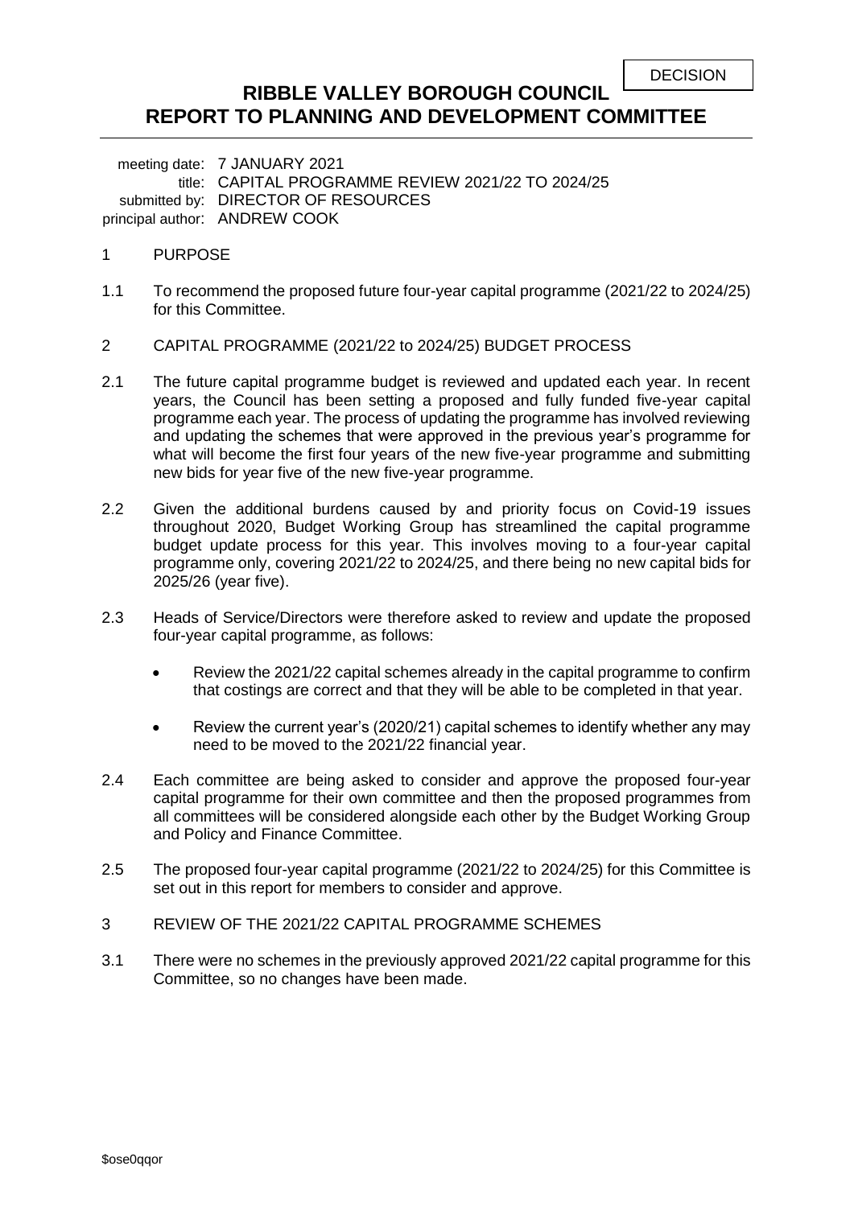DECISION

# RIBBLE VALLEY BOROUGH COUNCIL
# REPORT TO PLANNING AND DEVELOPMENT COMMITTEE

meeting date: 7 JANUARY 2021
title: CAPITAL PROGRAMME REVIEW 2021/22 TO 2024/25
submitted by: DIRECTOR OF RESOURCES
principal author: ANDREW COOK

## 1 PURPOSE

1.1 To recommend the proposed future four-year capital programme (2021/22 to 2024/25) for this Committee.

## 2 CAPITAL PROGRAMME (2021/22 to 2024/25) BUDGET PROCESS

2.1 The future capital programme budget is reviewed and updated each year. In recent years, the Council has been setting a proposed and fully funded five-year capital programme each year. The process of updating the programme has involved reviewing and updating the schemes that were approved in the previous year's programme for what will become the first four years of the new five-year programme and submitting new bids for year five of the new five-year programme.

2.2 Given the additional burdens caused by and priority focus on Covid-19 issues throughout 2020, Budget Working Group has streamlined the capital programme budget update process for this year. This involves moving to a four-year capital programme only, covering 2021/22 to 2024/25, and there being no new capital bids for 2025/26 (year five).

2.3 Heads of Service/Directors were therefore asked to review and update the proposed four-year capital programme, as follows:

- Review the 2021/22 capital schemes already in the capital programme to confirm that costings are correct and that they will be able to be completed in that year.
- Review the current year's (2020/21) capital schemes to identify whether any may need to be moved to the 2021/22 financial year.

2.4 Each committee are being asked to consider and approve the proposed four-year capital programme for their own committee and then the proposed programmes from all committees will be considered alongside each other by the Budget Working Group and Policy and Finance Committee.

2.5 The proposed four-year capital programme (2021/22 to 2024/25) for this Committee is set out in this report for members to consider and approve.

## 3 REVIEW OF THE 2021/22 CAPITAL PROGRAMME SCHEMES

3.1 There were no schemes in the previously approved 2021/22 capital programme for this Committee, so no changes have been made.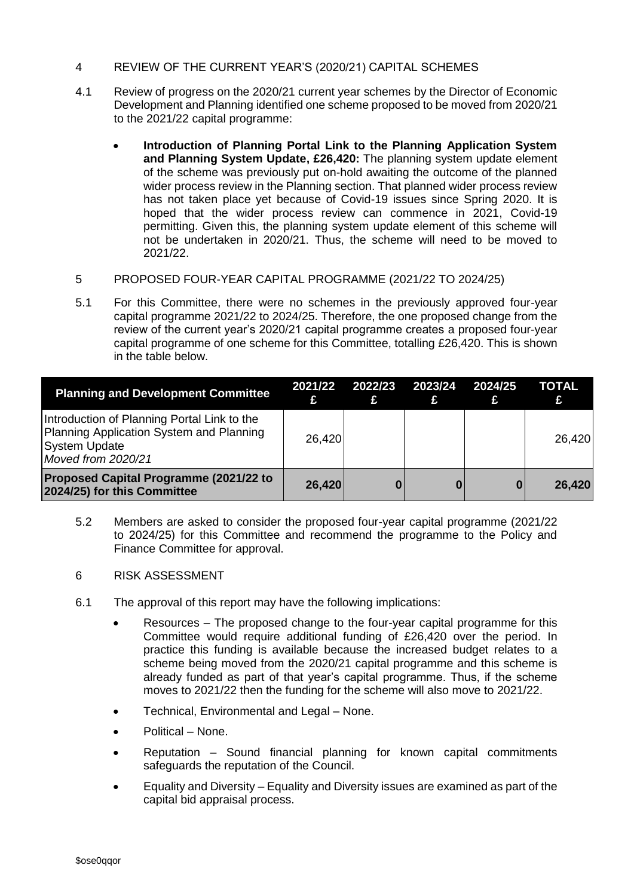4 REVIEW OF THE CURRENT YEAR'S (2020/21) CAPITAL SCHEMES

4.1 Review of progress on the 2020/21 current year schemes by the Director of Economic Development and Planning identified one scheme proposed to be moved from 2020/21 to the 2021/22 capital programme:

- **Introduction of Planning Portal Link to the Planning Application System and Planning System Update, £26,420:** The planning system update element of the scheme was previously put on-hold awaiting the outcome of the planned wider process review in the Planning section. That planned wider process review has not taken place yet because of Covid-19 issues since Spring 2020. It is hoped that the wider process review can commence in 2021, Covid-19 permitting. Given this, the planning system update element of this scheme will not be undertaken in 2020/21. Thus, the scheme will need to be moved to 2021/22.

5 PROPOSED FOUR-YEAR CAPITAL PROGRAMME (2021/22 TO 2024/25)

5.1 For this Committee, there were no schemes in the previously approved four-year capital programme 2021/22 to 2024/25. Therefore, the one proposed change from the review of the current year's 2020/21 capital programme creates a proposed four-year capital programme of one scheme for this Committee, totalling £26,420. This is shown in the table below.

| Planning and Development Committee | 2021/22 £ | 2022/23 £ | 2023/24 £ | 2024/25 £ | TOTAL £ |
|---|---|---|---|---|---|
| Introduction of Planning Portal Link to the Planning Application System and Planning System Update *Moved from 2020/21* | 26,420 | | | | 26,420 |
| **Proposed Capital Programme (2021/22 to 2024/25) for this Committee** | **26,420** | **0** | **0** | **0** | **26,420** |

5.2 Members are asked to consider the proposed four-year capital programme (2021/22 to 2024/25) for this Committee and recommend the programme to the Policy and Finance Committee for approval.

6 RISK ASSESSMENT

6.1 The approval of this report may have the following implications:

- Resources – The proposed change to the four-year capital programme for this Committee would require additional funding of £26,420 over the period. In practice this funding is available because the increased budget relates to a scheme being moved from the 2020/21 capital programme and this scheme is already funded as part of that year's capital programme. Thus, if the scheme moves to 2021/22 then the funding for the scheme will also move to 2021/22.
- Technical, Environmental and Legal – None.
- Political – None.
- Reputation – Sound financial planning for known capital commitments safeguards the reputation of the Council.
- Equality and Diversity – Equality and Diversity issues are examined as part of the capital bid appraisal process.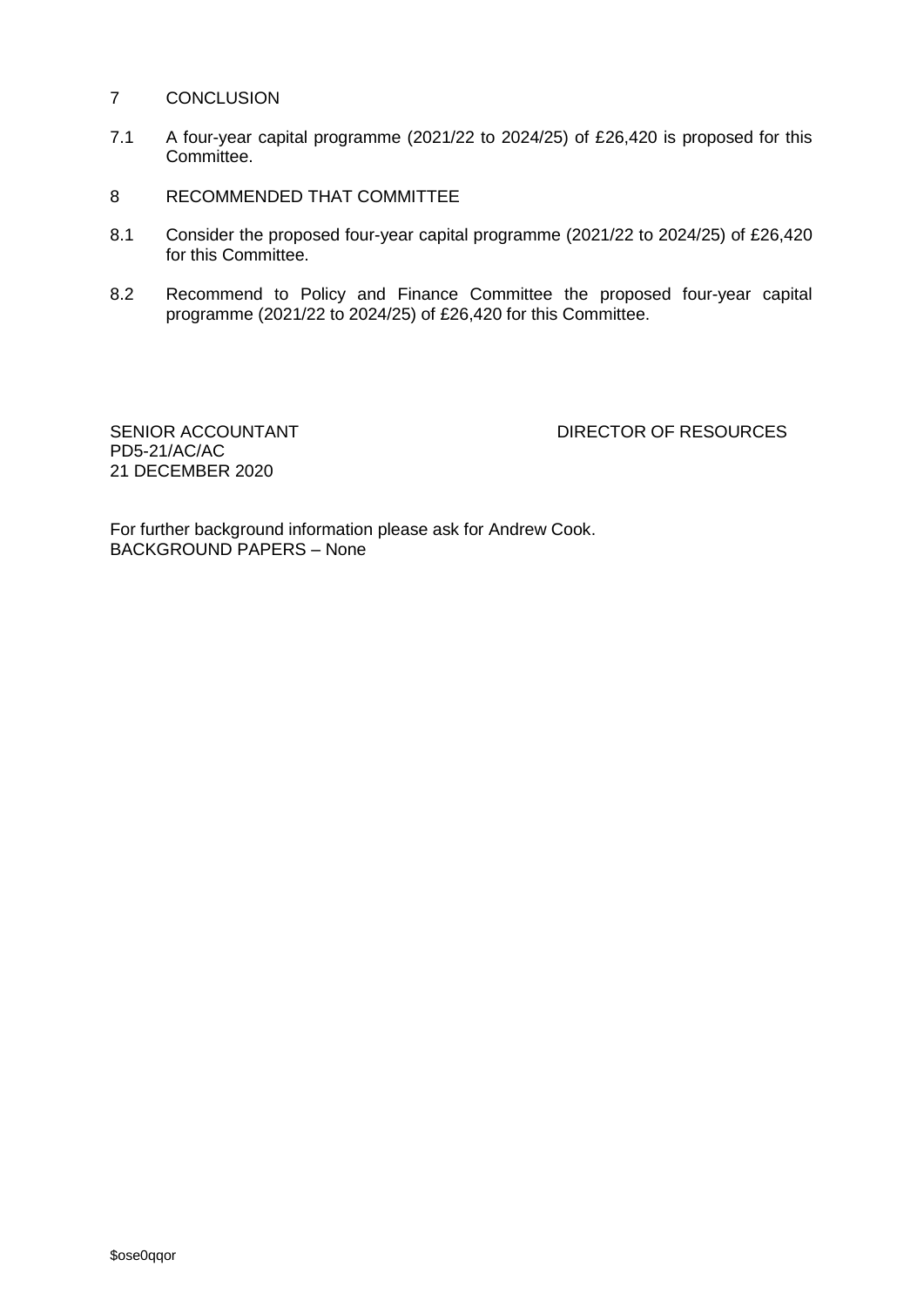## 7 CONCLUSION

7.1 A four-year capital programme (2021/22 to 2024/25) of £26,420 is proposed for this Committee.

## 8 RECOMMENDED THAT COMMITTEE

8.1 Consider the proposed four-year capital programme (2021/22 to 2024/25) of £26,420 for this Committee.

8.2 Recommend to Policy and Finance Committee the proposed four-year capital programme (2021/22 to 2024/25) of £26,420 for this Committee.

SENIOR ACCOUNTANT
PD5-21/AC/AC
21 DECEMBER 2020

DIRECTOR OF RESOURCES

For further background information please ask for Andrew Cook.
BACKGROUND PAPERS – None

$ose0qqor